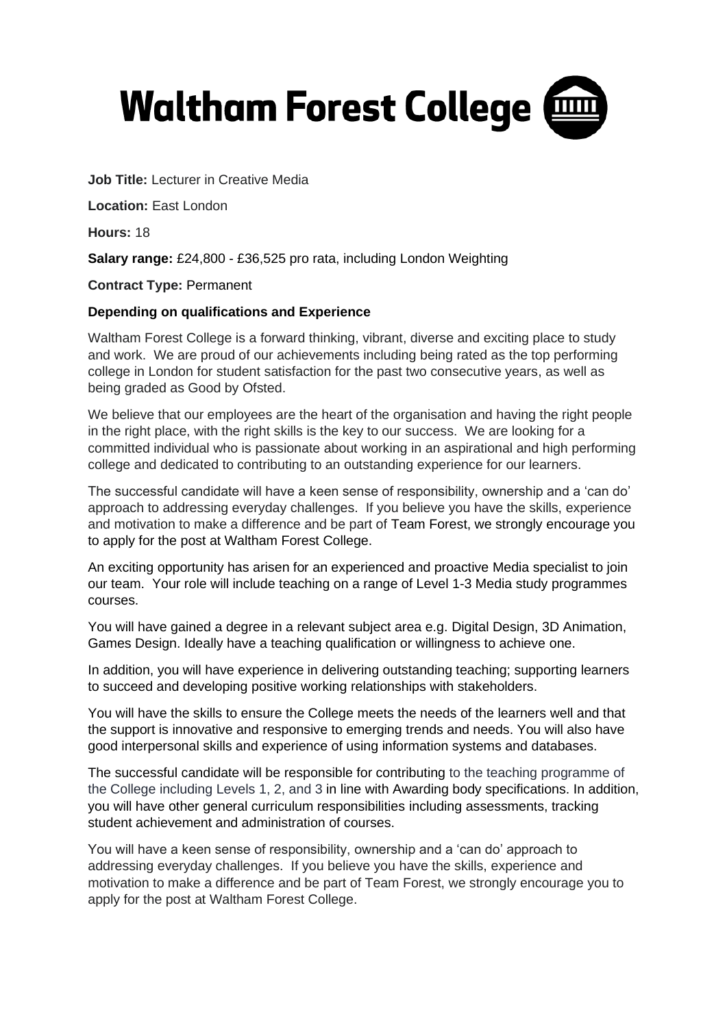# Waltham Forest College

**Job Title:** Lecturer in Creative Media

**Location:** East London

**Hours:** 18

**Salary range:** £24,800 - £36,525 pro rata, including London Weighting

**Contract Type:** Permanent

**Depending on qualifications and Experience**

Waltham Forest College is a forward thinking, vibrant, diverse and exciting place to study and work. We are proud of our achievements including being rated as the top performing college in London for student satisfaction for the past two consecutive years, as well as being graded as Good by Ofsted.

We believe that our employees are the heart of the organisation and having the right people in the right place, with the right skills is the key to our success. We are looking for a committed individual who is passionate about working in an aspirational and high performing college and dedicated to contributing to an outstanding experience for our learners.

The successful candidate will have a keen sense of responsibility, ownership and a 'can do' approach to addressing everyday challenges. If you believe you have the skills, experience and motivation to make a difference and be part of Team Forest, we strongly encourage you to apply for the post at Waltham Forest College.

An exciting opportunity has arisen for an experienced and proactive Media specialist to join our team. Your role will include teaching on a range of Level 1-3 Media study programmes courses.

You will have gained a degree in a relevant subject area e.g. Digital Design, 3D Animation, Games Design. Ideally have a teaching qualification or willingness to achieve one.

In addition, you will have experience in delivering outstanding teaching; supporting learners to succeed and developing positive working relationships with stakeholders.

You will have the skills to ensure the College meets the needs of the learners well and that the support is innovative and responsive to emerging trends and needs. You will also have good interpersonal skills and experience of using information systems and databases.

The successful candidate will be responsible for contributing to the teaching programme of the College including Levels 1, 2, and 3 in line with Awarding body specifications. In addition, you will have other general curriculum responsibilities including assessments, tracking student achievement and administration of courses.

You will have a keen sense of responsibility, ownership and a 'can do' approach to addressing everyday challenges. If you believe you have the skills, experience and motivation to make a difference and be part of Team Forest, we strongly encourage you to apply for the post at Waltham Forest College.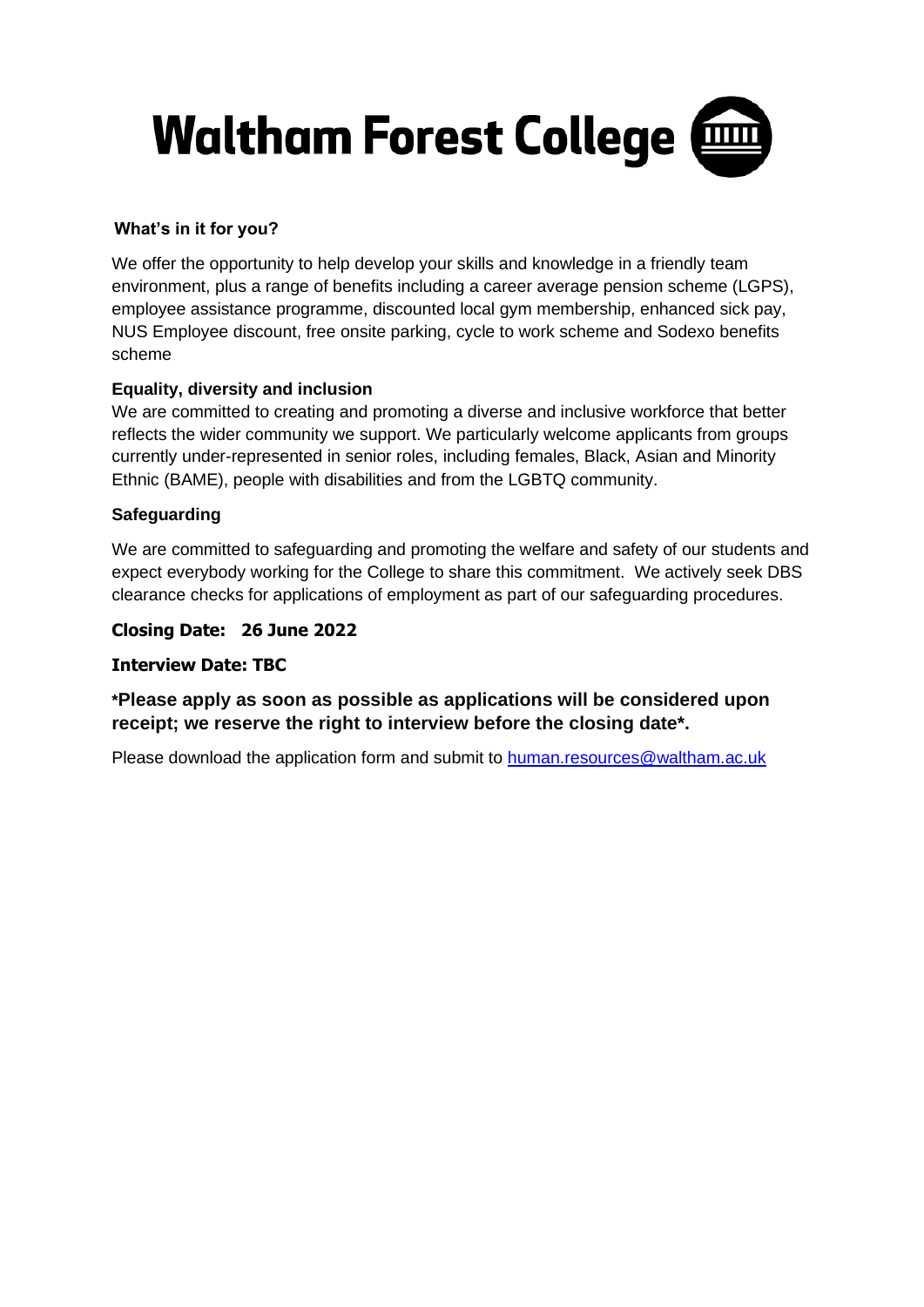# Waltham Forest College

**What's in it for you?**

We offer the opportunity to help develop your skills and knowledge in a friendly team environment, plus a range of benefits including a career average pension scheme (LGPS), employee assistance programme, discounted local gym membership, enhanced sick pay, NUS Employee discount, free onsite parking, cycle to work scheme and Sodexo benefits scheme

**Equality, diversity and inclusion**

We are committed to creating and promoting a diverse and inclusive workforce that better reflects the wider community we support. We particularly welcome applicants from groups currently under-represented in senior roles, including females, Black, Asian and Minority Ethnic (BAME), people with disabilities and from the LGBTQ community.

**Safeguarding**

We are committed to safeguarding and promoting the welfare and safety of our students and expect everybody working for the College to share this commitment. We actively seek DBS clearance checks for applications of employment as part of our safeguarding procedures.

**Closing Date: 26 June 2022**

**Interview Date: TBC**

**\*Please apply as soon as possible as applications will be considered upon receipt; we reserve the right to interview before the closing date\*.**

Please download the application form and submit to human.resources@waltham.ac.uk